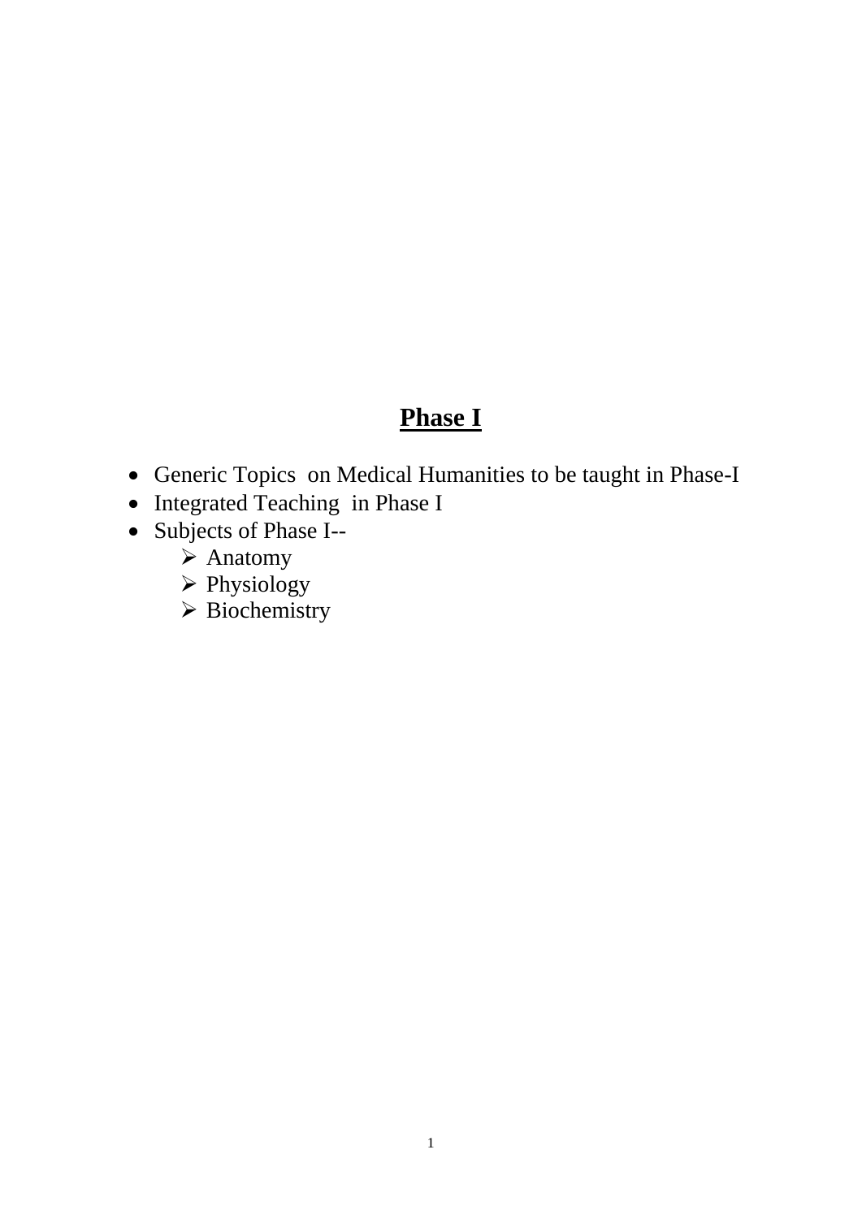# Phase I

- Generic Topics on Medical Humanities to be taught in Phase-I
- Integrated Teaching in Phase I
- Subjects of Phase I--
  - Anatomy
  - Physiology
  - Biochemistry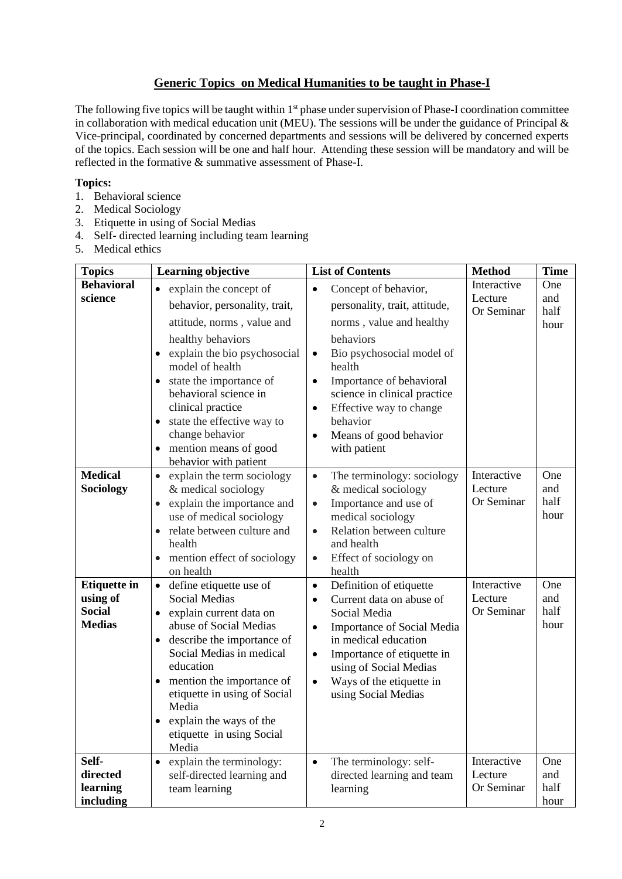## Generic Topics on Medical Humanities to be taught in Phase-I

The following five topics will be taught within 1st phase under supervision of Phase-I coordination committee in collaboration with medical education unit (MEU). The sessions will be under the guidance of Principal & Vice-principal, coordinated by concerned departments and sessions will be delivered by concerned experts of the topics. Each session will be one and half hour. Attending these session will be mandatory and will be reflected in the formative & summative assessment of Phase-I.

**Topics:**

1. Behavioral science
2. Medical Sociology
3. Etiquette in using of Social Medias
4. Self- directed learning including team learning
5. Medical ethics

| Topics | Learning objective | List of Contents | Method | Time |
|---|---|---|---|---|
| **Behavioral science** | • explain the concept of behavior, personality, trait, attitude, norms , value and healthy behaviors<br>• explain the bio psychosocial model of health<br>• state the importance of behavioral science in clinical practice<br>• state the effective way to change behavior<br>• mention means of good behavior with patient | • Concept of behavior, personality, trait, attitude, norms , value and healthy behaviors<br>• Bio psychosocial model of health<br>• Importance of behavioral science in clinical practice<br>• Effective way to change behavior<br>• Means of good behavior with patient | Interactive Lecture Or Seminar | One and half hour |
| **Medical Sociology** | • explain the term sociology & medical sociology<br>• explain the importance and use of medical sociology<br>• relate between culture and health<br>• mention effect of sociology on health | • The terminology: sociology & medical sociology<br>• Importance and use of medical sociology<br>• Relation between culture and health<br>• Effect of sociology on health | Interactive Lecture Or Seminar | One and half hour |
| **Etiquette in using of Social Medias** | • define etiquette use of Social Medias<br>• explain current data on abuse of Social Medias<br>• describe the importance of Social Medias in medical education<br>• mention the importance of etiquette in using of Social Media<br>• explain the ways of the etiquette in using Social Media | • Definition of etiquette<br>• Current data on abuse of Social Media<br>• Importance of Social Media in medical education<br>• Importance of etiquette in using of Social Medias<br>• Ways of the etiquette in using Social Medias | Interactive Lecture Or Seminar | One and half hour |
| **Self-directed learning including** | • explain the terminology: self-directed learning and team learning | • The terminology: self-directed learning and team learning | Interactive Lecture Or Seminar | One and half hour |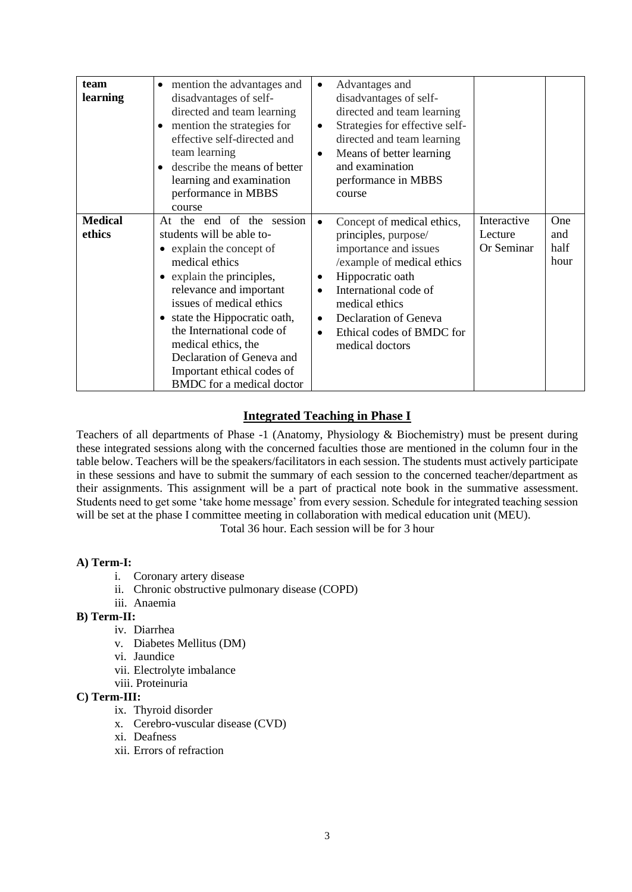| | | | | |
|---|---|---|---|---|
| **team learning** | • mention the advantages and disadvantages of self-directed and team learning<br>• mention the strategies for effective self-directed and team learning<br>• describe the means of better learning and examination performance in MBBS course | • Advantages and disadvantages of self-directed and team learning<br>• Strategies for effective self-directed and team learning<br>• Means of better learning and examination performance in MBBS course | | |
| **Medical ethics** | At the end of the session students will be able to-<br>• explain the concept of medical ethics<br>• explain the principles, relevance and important issues of medical ethics<br>• state the Hippocratic oath, the International code of medical ethics, the Declaration of Geneva and Important ethical codes of BMDC for a medical doctor | • Concept of medical ethics, principles, purpose/ importance and issues /example of medical ethics<br>• Hippocratic oath<br>• International code of medical ethics<br>• Declaration of Geneva<br>• Ethical codes of BMDC for medical doctors | Interactive Lecture Or Seminar | One and half hour |

## Integrated Teaching in Phase I

Teachers of all departments of Phase -1 (Anatomy, Physiology & Biochemistry) must be present during these integrated sessions along with the concerned faculties those are mentioned in the column four in the table below. Teachers will be the speakers/facilitators in each session. The students must actively participate in these sessions and have to submit the summary of each session to the concerned teacher/department as their assignments. This assignment will be a part of practical note book in the summative assessment. Students need to get some 'take home message' from every session. Schedule for integrated teaching session will be set at the phase I committee meeting in collaboration with medical education unit (MEU).

Total 36 hour. Each session will be for 3 hour

**A) Term-I:**

i. Coronary artery disease
ii. Chronic obstructive pulmonary disease (COPD)
iii. Anaemia

**B) Term-II:**

iv. Diarrhea
v. Diabetes Mellitus (DM)
vi. Jaundice
vii. Electrolyte imbalance
viii. Proteinuria

**C) Term-III:**

ix. Thyroid disorder
x. Cerebro-vuscular disease (CVD)
xi. Deafness
xii. Errors of refraction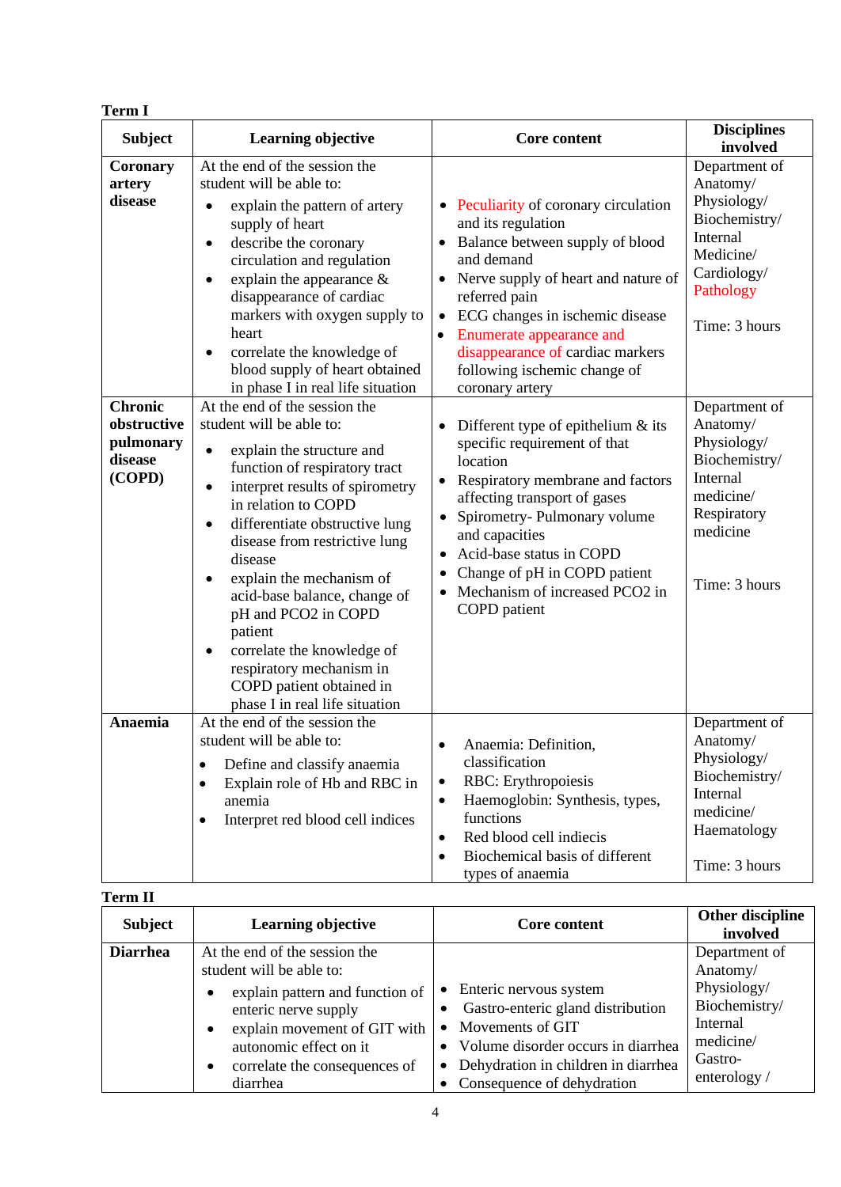**Term I**

| Subject | Learning objective | Core content | Disciplines involved |
|---|---|---|---|
| **Coronary artery disease** | At the end of the session the student will be able to: <br>• explain the pattern of artery supply of heart <br>• describe the coronary circulation and regulation <br>• explain the appearance & disappearance of cardiac markers with oxygen supply to heart <br>• correlate the knowledge of blood supply of heart obtained in phase I in real life situation | • Peculiarity of coronary circulation and its regulation <br>• Balance between supply of blood and demand <br>• Nerve supply of heart and nature of referred pain <br>• ECG changes in ischemic disease <br>• Enumerate appearance and disappearance of cardiac markers following ischemic change of coronary artery | Department of Anatomy/ Physiology/ Biochemistry/ Internal Medicine/ Cardiology/ Pathology <br><br>Time: 3 hours |
| **Chronic obstructive pulmonary disease (COPD)** | At the end of the session the student will be able to: <br>• explain the structure and function of respiratory tract <br>• interpret results of spirometry in relation to COPD <br>• differentiate obstructive lung disease from restrictive lung disease <br>• explain the mechanism of acid-base balance, change of pH and PCO2 in COPD patient <br>• correlate the knowledge of respiratory mechanism in COPD patient obtained in phase I in real life situation | • Different type of epithelium & its specific requirement of that location <br>• Respiratory membrane and factors affecting transport of gases <br>• Spirometry- Pulmonary volume and capacities <br>• Acid-base status in COPD <br>• Change of pH in COPD patient <br>• Mechanism of increased PCO2 in COPD patient | Department of Anatomy/ Physiology/ Biochemistry/ Internal medicine/ Respiratory medicine <br><br>Time: 3 hours |
| **Anaemia** | At the end of the session the student will be able to: <br>• Define and classify anaemia <br>• Explain role of Hb and RBC in anemia <br>• Interpret red blood cell indices | • Anaemia: Definition, classification <br>• RBC: Erythropoiesis <br>• Haemoglobin: Synthesis, types, functions <br>• Red blood cell indiecis <br>• Biochemical basis of different types of anaemia | Department of Anatomy/ Physiology/ Biochemistry/ Internal medicine/ Haematology <br><br>Time: 3 hours |

**Term II**

| Subject | Learning objective | Core content | Other discipline involved |
|---|---|---|---|
| **Diarrhea** | At the end of the session the student will be able to: <br>• explain pattern and function of enteric nerve supply <br>• explain movement of GIT with autonomic effect on it <br>• correlate the consequences of diarrhea | • Enteric nervous system <br>• Gastro-enteric gland distribution <br>• Movements of GIT <br>• Volume disorder occurs in diarrhea <br>• Dehydration in children in diarrhea <br>• Consequence of dehydration | Department of Anatomy/ Physiology/ Biochemistry/ Internal medicine/ Gastro-enterology / |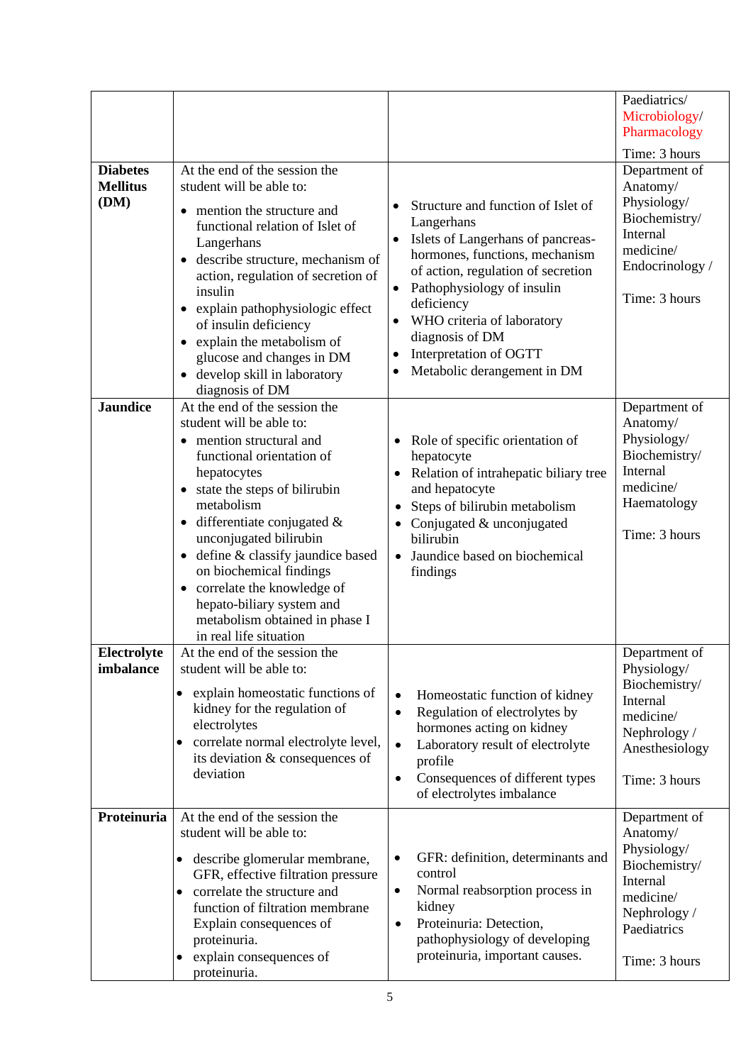| | | | |
|---|---|---|---|
| | | | Paediatrics/ Microbiology/ Pharmacology<br><br>Time: 3 hours |
| **Diabetes Mellitus (DM)** | At the end of the session the student will be able to:<br>• mention the structure and functional relation of Islet of Langerhans<br>• describe structure, mechanism of action, regulation of secretion of insulin<br>• explain pathophysiologic effect of insulin deficiency<br>• explain the metabolism of glucose and changes in DM<br>• develop skill in laboratory diagnosis of DM | • Structure and function of Islet of Langerhans<br>• Islets of Langerhans of pancreas-hormones, functions, mechanism of action, regulation of secretion<br>• Pathophysiology of insulin deficiency<br>• WHO criteria of laboratory diagnosis of DM<br>• Interpretation of OGTT<br>• Metabolic derangement in DM | Department of Anatomy/ Physiology/ Biochemistry/ Internal medicine/ Endocrinology /<br><br>Time: 3 hours |
| **Jaundice** | At the end of the session the student will be able to:<br>• mention structural and functional orientation of hepatocytes<br>• state the steps of bilirubin metabolism<br>• differentiate conjugated & unconjugated bilirubin<br>• define & classify jaundice based on biochemical findings<br>• correlate the knowledge of hepato-biliary system and metabolism obtained in phase I in real life situation | • Role of specific orientation of hepatocyte<br>• Relation of intrahepatic biliary tree and hepatocyte<br>• Steps of bilirubin metabolism<br>• Conjugated & unconjugated bilirubin<br>• Jaundice based on biochemical findings | Department of Anatomy/ Physiology/ Biochemistry/ Internal medicine/ Haematology<br><br>Time: 3 hours |
| **Electrolyte imbalance** | At the end of the session the student will be able to:<br>• explain homeostatic functions of kidney for the regulation of electrolytes<br>• correlate normal electrolyte level, its deviation & consequences of deviation | • Homeostatic function of kidney<br>• Regulation of electrolytes by hormones acting on kidney<br>• Laboratory result of electrolyte profile<br>• Consequences of different types of electrolytes imbalance | Department of Physiology/ Biochemistry/ Internal medicine/ Nephrology / Anesthesiology<br><br>Time: 3 hours |
| **Proteinuria** | At the end of the session the student will be able to:<br>• describe glomerular membrane, GFR, effective filtration pressure<br>• correlate the structure and function of filtration membrane Explain consequences of proteinuria.<br>• explain consequences of proteinuria. | • GFR: definition, determinants and control<br>• Normal reabsorption process in kidney<br>• Proteinuria: Detection, pathophysiology of developing proteinuria, important causes. | Department of Anatomy/ Physiology/ Biochemistry/ Internal medicine/ Nephrology / Paediatrics<br><br>Time: 3 hours |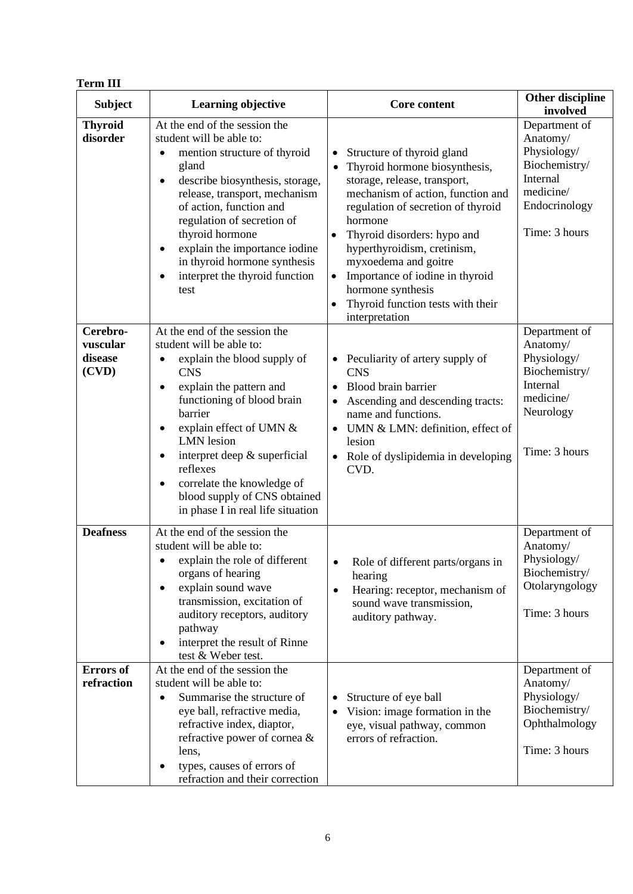**Term III**

| Subject | Learning objective | Core content | Other discipline involved |
|---|---|---|---|
| **Thyroid disorder** | At the end of the session the student will be able to:<br>• mention structure of thyroid gland<br>• describe biosynthesis, storage, release, transport, mechanism of action, function and regulation of secretion of thyroid hormone<br>• explain the importance iodine in thyroid hormone synthesis<br>• interpret the thyroid function test | • Structure of thyroid gland<br>• Thyroid hormone biosynthesis, storage, release, transport, mechanism of action, function and regulation of secretion of thyroid hormone<br>• Thyroid disorders: hypo and hyperthyroidism, cretinism, myxoedema and goitre<br>• Importance of iodine in thyroid hormone synthesis<br>• Thyroid function tests with their interpretation | Department of Anatomy/ Physiology/ Biochemistry/ Internal medicine/ Endocrinology<br><br>Time: 3 hours |
| **Cerebro-vuscular disease (CVD)** | At the end of the session the student will be able to:<br>• explain the blood supply of CNS<br>• explain the pattern and functioning of blood brain barrier<br>• explain effect of UMN & LMN lesion<br>• interpret deep & superficial reflexes<br>• correlate the knowledge of blood supply of CNS obtained in phase I in real life situation | • Peculiarity of artery supply of CNS<br>• Blood brain barrier<br>• Ascending and descending tracts: name and functions.<br>• UMN & LMN: definition, effect of lesion<br>• Role of dyslipidemia in developing CVD. | Department of Anatomy/ Physiology/ Biochemistry/ Internal medicine/ Neurology<br><br>Time: 3 hours |
| **Deafness** | At the end of the session the student will be able to:<br>• explain the role of different organs of hearing<br>• explain sound wave transmission, excitation of auditory receptors, auditory pathway<br>• interpret the result of Rinne test & Weber test. | • Role of different parts/organs in hearing<br>• Hearing: receptor, mechanism of sound wave transmission, auditory pathway. | Department of Anatomy/ Physiology/ Biochemistry/ Otolaryngology<br><br>Time: 3 hours |
| **Errors of refraction** | At the end of the session the student will be able to:<br>• Summarise the structure of eye ball, refractive media, refractive index, diaptor, refractive power of cornea & lens,<br>• types, causes of errors of refraction and their correction | • Structure of eye ball<br>• Vision: image formation in the eye, visual pathway, common errors of refraction. | Department of Anatomy/ Physiology/ Biochemistry/ Ophthalmology<br><br>Time: 3 hours |